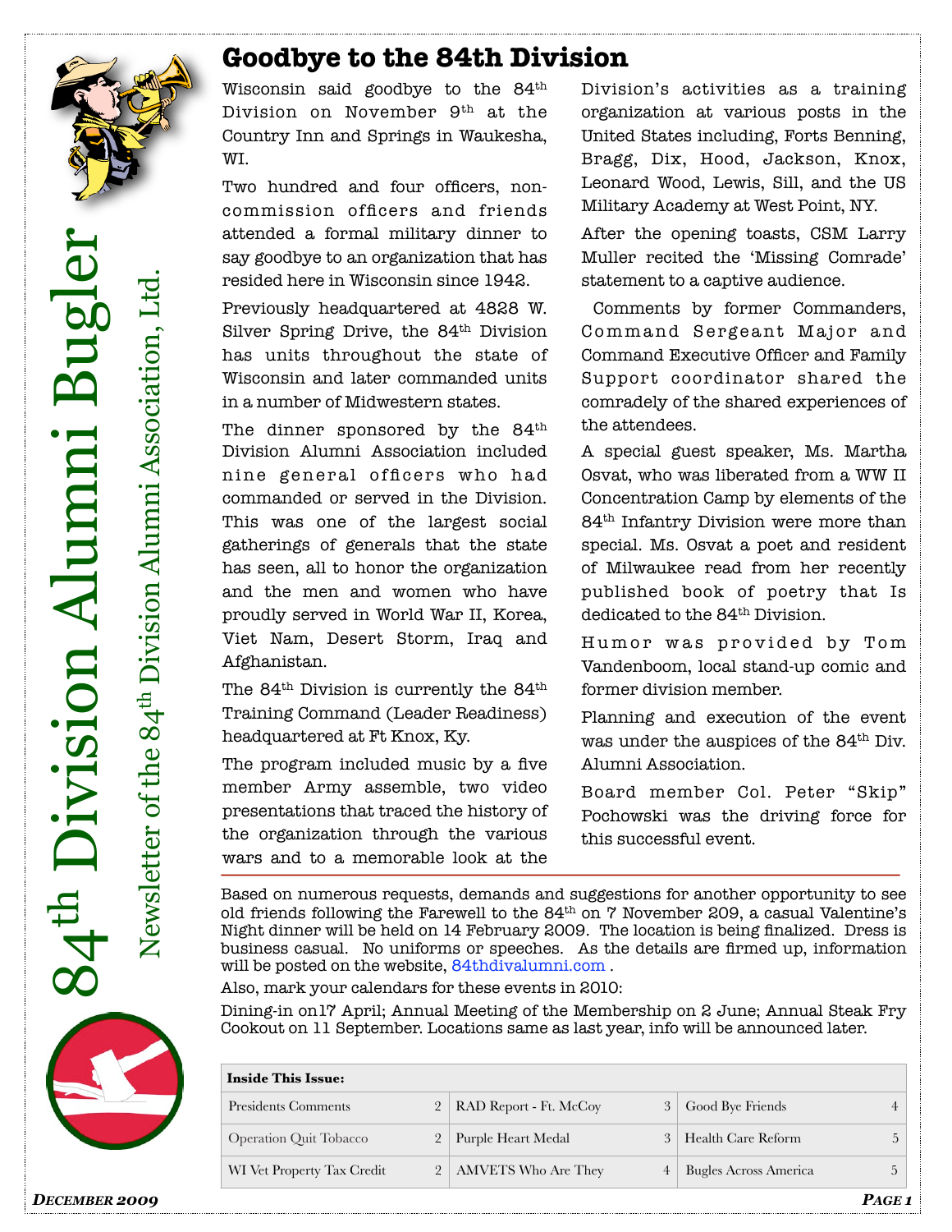# 84th Division Alumni Bugler

Newsletter of the 84th Division Alumni Association, Ltd.

## Goodbye to the 84th Division

Wisconsin said goodbye to the 84th Division on November 9th at the Country Inn and Springs in Waukesha, WI.

Two hundred and four officers, non-commission officers and friends attended a formal military dinner to say goodbye to an organization that has resided here in Wisconsin since 1942.

Previously headquartered at 4828 W. Silver Spring Drive, the 84th Division has units throughout the state of Wisconsin and later commanded units in a number of Midwestern states.

The dinner sponsored by the 84th Division Alumni Association included nine general officers who had commanded or served in the Division. This was one of the largest social gatherings of generals that the state has seen, all to honor the organization and the men and women who have proudly served in World War II, Korea, Viet Nam, Desert Storm, Iraq and Afghanistan.

The 84th Division is currently the 84th Training Command (Leader Readiness) headquartered at Ft Knox, Ky.

The program included music by a five member Army assemble, two video presentations that traced the history of the organization through the various wars and to a memorable look at the Division's activities as a training organization at various posts in the United States including, Forts Benning, Bragg, Dix, Hood, Jackson, Knox, Leonard Wood, Lewis, Sill, and the US Military Academy at West Point, NY.

After the opening toasts, CSM Larry Muller recited the 'Missing Comrade' statement to a captive audience.

Comments by former Commanders, Command Sergeant Major and Command Executive Officer and Family Support coordinator shared the comradely of the shared experiences of the attendees.

A special guest speaker, Ms. Martha Osvat, who was liberated from a WW II Concentration Camp by elements of the 84th Infantry Division were more than special. Ms. Osvat a poet and resident of Milwaukee read from her recently published book of poetry that Is dedicated to the 84th Division.

Humor was provided by Tom Vandenboom, local stand-up comic and former division member.

Planning and execution of the event was under the auspices of the 84th Div. Alumni Association.

Board member Col. Peter "Skip" Pochowski was the driving force for this successful event.

---

Based on numerous requests, demands and suggestions for another opportunity to see old friends following the Farewell to the 84th on 7 November 209, a casual Valentine's Night dinner will be held on 14 February 2009. The location is being finalized. Dress is business casual. No uniforms or speeches. As the details are firmed up, information will be posted on the website, 84thdivalumni.com .

Also, mark your calendars for these events in 2010:

Dining-in on17 April; Annual Meeting of the Membership on 2 June; Annual Steak Fry Cookout on 11 September. Locations same as last year, info will be announced later.

**Inside This Issue:**

| | | | | | |
|---|---|---|---|---|---|
| Presidents Comments | 2 | RAD Report - Ft. McCoy | 3 | Good Bye Friends | 4 |
| Operation Quit Tobacco | 2 | Purple Heart Medal | 3 | Health Care Reform | 5 |
| WI Vet Property Tax Credit | 2 | AMVETS Who Are They | 4 | Bugles Across America | 5 |

*December 2009*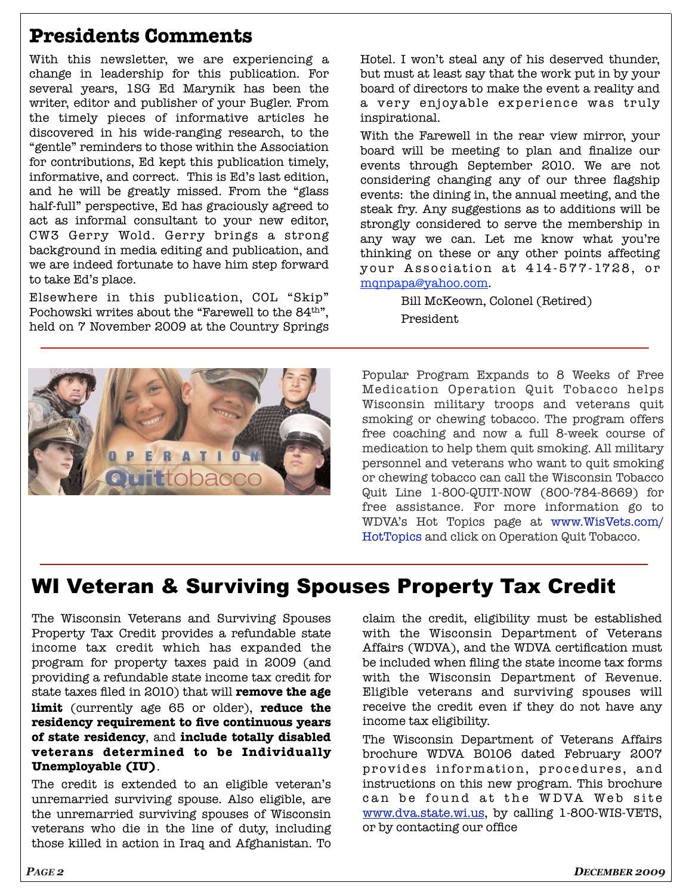# Presidents Comments

With this newsletter, we are experiencing a change in leadership for this publication. For several years, 1SG Ed Marynik has been the writer, editor and publisher of your Bugler. From the timely pieces of informative articles he discovered in his wide-ranging research, to the "gentle" reminders to those within the Association for contributions, Ed kept this publication timely, informative, and correct. This is Ed's last edition, and he will be greatly missed. From the "glass half-full" perspective, Ed has graciously agreed to act as informal consultant to your new editor, CW3 Gerry Wold. Gerry brings a strong background in media editing and publication, and we are indeed fortunate to have him step forward to take Ed's place.

Elsewhere in this publication, COL "Skip" Pochowski writes about the "Farewell to the 84th", held on 7 November 2009 at the Country Springs Hotel. I won't steal any of his deserved thunder, but must at least say that the work put in by your board of directors to make the event a reality and a very enjoyable experience was truly inspirational.

With the Farewell in the rear view mirror, your board will be meeting to plan and finalize our events through September 2010. We are not considering changing any of our three flagship events: the dining in, the annual meeting, and the steak fry. Any suggestions as to additions will be strongly considered to serve the membership in any way we can. Let me know what you're thinking on these or any other points affecting your Association at 414-577-1728, or mqnpapa@yahoo.com.

Bill McKeown, Colonel (Retired)
President

---

Popular Program Expands to 8 Weeks of Free Medication Operation Quit Tobacco helps Wisconsin military troops and veterans quit smoking or chewing tobacco. The program offers free coaching and now a full 8-week course of medication to help them quit smoking. All military personnel and veterans who want to quit smoking or chewing tobacco can call the Wisconsin Tobacco Quit Line 1-800-QUIT-NOW (800-784-8669) for free assistance. For more information go to WDVA's Hot Topics page at www.WisVets.com/HotTopics and click on Operation Quit Tobacco.

---

# WI Veteran & Surviving Spouses Property Tax Credit

The Wisconsin Veterans and Surviving Spouses Property Tax Credit provides a refundable state income tax credit which has expanded the program for property taxes paid in 2009 (and providing a refundable state income tax credit for state taxes filed in 2010) that will **remove the age limit** (currently age 65 or older), **reduce the residency requirement to five continuous years of state residency**, and **include totally disabled veterans determined to be Individually Unemployable (IU)**.

The credit is extended to an eligible veteran's unremarried surviving spouse. Also eligible, are the unremarried surviving spouses of Wisconsin veterans who die in the line of duty, including those killed in action in Iraq and Afghanistan. To claim the credit, eligibility must be established with the Wisconsin Department of Veterans Affairs (WDVA), and the WDVA certification must be included when filing the state income tax forms with the Wisconsin Department of Revenue. Eligible veterans and surviving spouses will receive the credit even if they do not have any income tax eligibility.

The Wisconsin Department of Veterans Affairs brochure WDVA B0106 dated February 2007 provides information, procedures, and instructions on this new program. This brochure can be found at the WDVA Web site www.dva.state.wi.us, by calling 1-800-WIS-VETS, or by contacting our office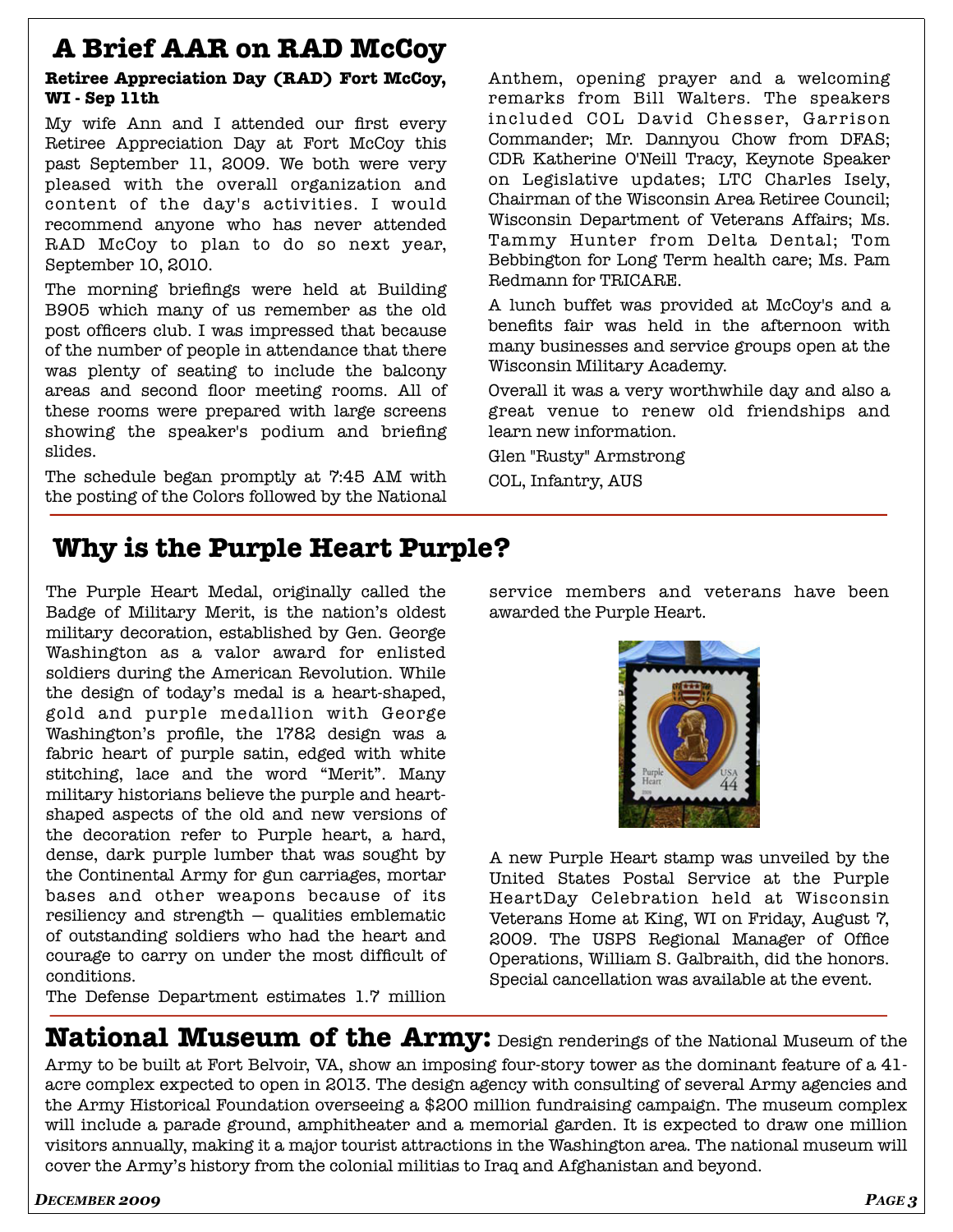# A Brief AAR on RAD McCoy

**Retiree Appreciation Day (RAD) Fort McCoy, WI - Sep 11th**

My wife Ann and I attended our first every Retiree Appreciation Day at Fort McCoy this past September 11, 2009. We both were very pleased with the overall organization and content of the day's activities. I would recommend anyone who has never attended RAD McCoy to plan to do so next year, September 10, 2010.

The morning briefings were held at Building B905 which many of us remember as the old post officers club. I was impressed that because of the number of people in attendance that there was plenty of seating to include the balcony areas and second floor meeting rooms. All of these rooms were prepared with large screens showing the speaker's podium and briefing slides.

The schedule began promptly at 7:45 AM with the posting of the Colors followed by the National Anthem, opening prayer and a welcoming remarks from Bill Walters. The speakers included COL David Chesser, Garrison Commander; Mr. Dannyou Chow from DFAS; CDR Katherine O'Neill Tracy, Keynote Speaker on Legislative updates; LTC Charles Isely, Chairman of the Wisconsin Area Retiree Council; Wisconsin Department of Veterans Affairs; Ms. Tammy Hunter from Delta Dental; Tom Bebbington for Long Term health care; Ms. Pam Redmann for TRICARE.

A lunch buffet was provided at McCoy's and a benefits fair was held in the afternoon with many businesses and service groups open at the Wisconsin Military Academy.

Overall it was a very worthwhile day and also a great venue to renew old friendships and learn new information.

Glen "Rusty" Armstrong

COL, Infantry, AUS

# Why is the Purple Heart Purple?

The Purple Heart Medal, originally called the Badge of Military Merit, is the nation's oldest military decoration, established by Gen. George Washington as a valor award for enlisted soldiers during the American Revolution. While the design of today's medal is a heart-shaped, gold and purple medallion with George Washington's profile, the 1782 design was a fabric heart of purple satin, edged with white stitching, lace and the word "Merit". Many military historians believe the purple and heart-shaped aspects of the old and new versions of the decoration refer to Purple heart, a hard, dense, dark purple lumber that was sought by the Continental Army for gun carriages, mortar bases and other weapons because of its resiliency and strength — qualities emblematic of outstanding soldiers who had the heart and courage to carry on under the most difficult of conditions.

The Defense Department estimates 1.7 million service members and veterans have been awarded the Purple Heart.

A new Purple Heart stamp was unveiled by the United States Postal Service at the Purple HeartDay Celebration held at Wisconsin Veterans Home at King, WI on Friday, August 7, 2009. The USPS Regional Manager of Office Operations, William S. Galbraith, did the honors. Special cancellation was available at the event.

**National Museum of the Army:** Design renderings of the National Museum of the Army to be built at Fort Belvoir, VA, show an imposing four-story tower as the dominant feature of a 41-acre complex expected to open in 2013. The design agency with consulting of several Army agencies and the Army Historical Foundation overseeing a $200 million fundraising campaign. The museum complex will include a parade ground, amphitheater and a memorial garden. It is expected to draw one million visitors annually, making it a major tourist attractions in the Washington area. The national museum will cover the Army's history from the colonial militias to Iraq and Afghanistan and beyond.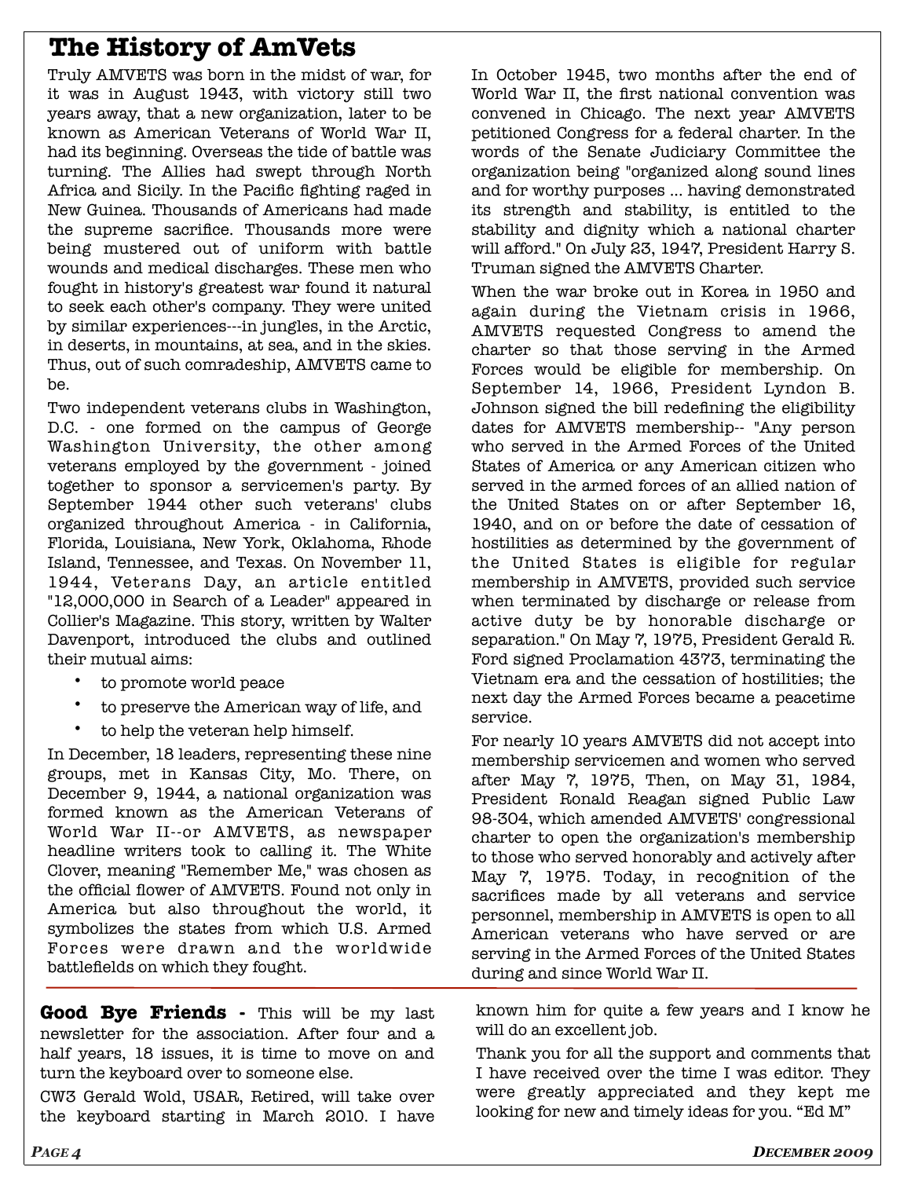# The History of AmVets

Truly AMVETS was born in the midst of war, for it was in August 1943, with victory still two years away, that a new organization, later to be known as American Veterans of World War II, had its beginning. Overseas the tide of battle was turning. The Allies had swept through North Africa and Sicily. In the Pacific fighting raged in New Guinea. Thousands of Americans had made the supreme sacrifice. Thousands more were being mustered out of uniform with battle wounds and medical discharges. These men who fought in history's greatest war found it natural to seek each other's company. They were united by similar experiences---in jungles, in the Arctic, in deserts, in mountains, at sea, and in the skies. Thus, out of such comradeship, AMVETS came to be.

Two independent veterans clubs in Washington, D.C. - one formed on the campus of George Washington University, the other among veterans employed by the government - joined together to sponsor a servicemen's party. By September 1944 other such veterans' clubs organized throughout America - in California, Florida, Louisiana, New York, Oklahoma, Rhode Island, Tennessee, and Texas. On November 11, 1944, Veterans Day, an article entitled "12,000,000 in Search of a Leader" appeared in Collier's Magazine. This story, written by Walter Davenport, introduced the clubs and outlined their mutual aims:

- to promote world peace
- to preserve the American way of life, and
- to help the veteran help himself.

In December, 18 leaders, representing these nine groups, met in Kansas City, Mo. There, on December 9, 1944, a national organization was formed known as the American Veterans of World War II--or AMVETS, as newspaper headline writers took to calling it. The White Clover, meaning "Remember Me," was chosen as the official flower of AMVETS. Found not only in America but also throughout the world, it symbolizes the states from which U.S. Armed Forces were drawn and the worldwide battlefields on which they fought.

In October 1945, two months after the end of World War II, the first national convention was convened in Chicago. The next year AMVETS petitioned Congress for a federal charter. In the words of the Senate Judiciary Committee the organization being "organized along sound lines and for worthy purposes ... having demonstrated its strength and stability, is entitled to the stability and dignity which a national charter will afford." On July 23, 1947, President Harry S. Truman signed the AMVETS Charter.

When the war broke out in Korea in 1950 and again during the Vietnam crisis in 1966, AMVETS requested Congress to amend the charter so that those serving in the Armed Forces would be eligible for membership. On September 14, 1966, President Lyndon B. Johnson signed the bill redefining the eligibility dates for AMVETS membership-- "Any person who served in the Armed Forces of the United States of America or any American citizen who served in the armed forces of an allied nation of the United States on or after September 16, 1940, and on or before the date of cessation of hostilities as determined by the government of the United States is eligible for regular membership in AMVETS, provided such service when terminated by discharge or release from active duty be by honorable discharge or separation." On May 7, 1975, President Gerald R. Ford signed Proclamation 4373, terminating the Vietnam era and the cessation of hostilities; the next day the Armed Forces became a peacetime service.

For nearly 10 years AMVETS did not accept into membership servicemen and women who served after May 7, 1975, Then, on May 31, 1984, President Ronald Reagan signed Public Law 98-304, which amended AMVETS' congressional charter to open the organization's membership to those who served honorably and actively after May 7, 1975. Today, in recognition of the sacrifices made by all veterans and service personnel, membership in AMVETS is open to all American veterans who have served or are serving in the Armed Forces of the United States during and since World War II.

---

**Good Bye Friends -** This will be my last newsletter for the association. After four and a half years, 18 issues, it is time to move on and turn the keyboard over to someone else.

CW3 Gerald Wold, USAR, Retired, will take over the keyboard starting in March 2010. I have known him for quite a few years and I know he will do an excellent job.

Thank you for all the support and comments that I have received over the time I was editor. They were greatly appreciated and they kept me looking for new and timely ideas for you. "Ed M"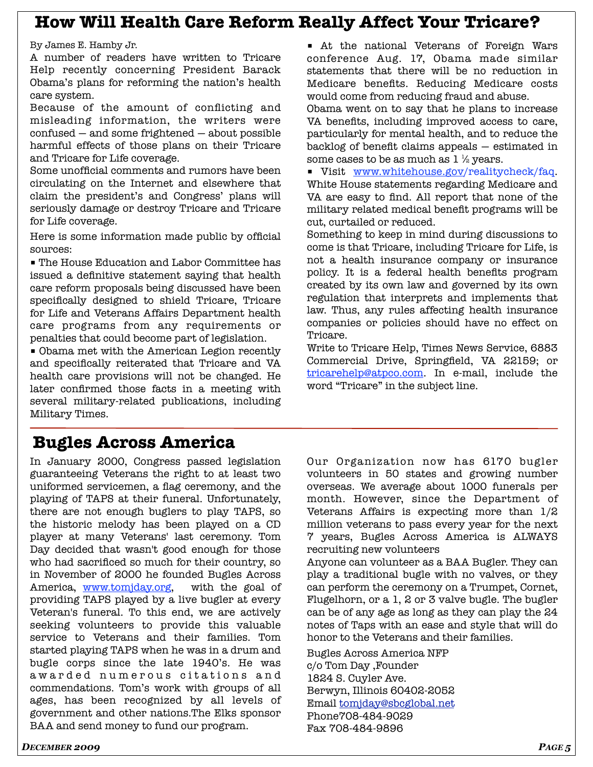# How Will Health Care Reform Really Affect Your Tricare?

By James E. Hamby Jr.

A number of readers have written to Tricare Help recently concerning President Barack Obama's plans for reforming the nation's health care system.

Because of the amount of conflicting and misleading information, the writers were confused — and some frightened — about possible harmful effects of those plans on their Tricare and Tricare for Life coverage.

Some unofficial comments and rumors have been circulating on the Internet and elsewhere that claim the president's and Congress' plans will seriously damage or destroy Tricare and Tricare for Life coverage.

Here is some information made public by official sources:

- The House Education and Labor Committee has issued a definitive statement saying that health care reform proposals being discussed have been specifically designed to shield Tricare, Tricare for Life and Veterans Affairs Department health care programs from any requirements or penalties that could become part of legislation.
- Obama met with the American Legion recently and specifically reiterated that Tricare and VA health care provisions will not be changed. He later confirmed those facts in a meeting with several military-related publications, including Military Times.
- At the national Veterans of Foreign Wars conference Aug. 17, Obama made similar statements that there will be no reduction in Medicare benefits. Reducing Medicare costs would come from reducing fraud and abuse.

Obama went on to say that he plans to increase VA benefits, including improved access to care, particularly for mental health, and to reduce the backlog of benefit claims appeals — estimated in some cases to be as much as 1 ½ years.

- Visit www.whitehouse.gov/realitycheck/faq.

White House statements regarding Medicare and VA are easy to find. All report that none of the military related medical benefit programs will be cut, curtailed or reduced.

Something to keep in mind during discussions to come is that Tricare, including Tricare for Life, is not a health insurance company or insurance policy. It is a federal health benefits program created by its own law and governed by its own regulation that interprets and implements that law. Thus, any rules affecting health insurance companies or policies should have no effect on Tricare.

Write to Tricare Help, Times News Service, 6883 Commercial Drive, Springfield, VA 22159; or tricarehelp@atpco.com. In e-mail, include the word "Tricare" in the subject line.

# Bugles Across America

In January 2000, Congress passed legislation guaranteeing Veterans the right to at least two uniformed servicemen, a flag ceremony, and the playing of TAPS at their funeral. Unfortunately, there are not enough buglers to play TAPS, so the historic melody has been played on a CD player at many Veterans' last ceremony. Tom Day decided that wasn't good enough for those who had sacrificed so much for their country, so in November of 2000 he founded Bugles Across America, www.tomjday.org, with the goal of providing TAPS played by a live bugler at every Veteran's funeral. To this end, we are actively seeking volunteers to provide this valuable service to Veterans and their families. Tom started playing TAPS when he was in a drum and bugle corps since the late 1940's. He was awarded numerous citations and commendations. Tom's work with groups of all ages, has been recognized by all levels of government and other nations.The Elks sponsor BAA and send money to fund our program.

Our Organization now has 6170 bugler volunteers in 50 states and growing number overseas. We average about 1000 funerals per month. However, since the Department of Veterans Affairs is expecting more than 1/2 million veterans to pass every year for the next 7 years, Bugles Across America is ALWAYS recruiting new volunteers

Anyone can volunteer as a BAA Bugler. They can play a traditional bugle with no valves, or they can perform the ceremony on a Trumpet, Cornet, Flugelhorn, or a 1, 2 or 3 valve bugle. The bugler can be of any age as long as they can play the 24 notes of Taps with an ease and style that will do honor to the Veterans and their families.

Bugles Across America NFP  
c/o Tom Day ,Founder  
1824 S. Cuyler Ave.  
Berwyn, Illinois 60402-2052  
Email tomjday@sbcglobal.net  
Phone708-484-9029  
Fax 708-484-9896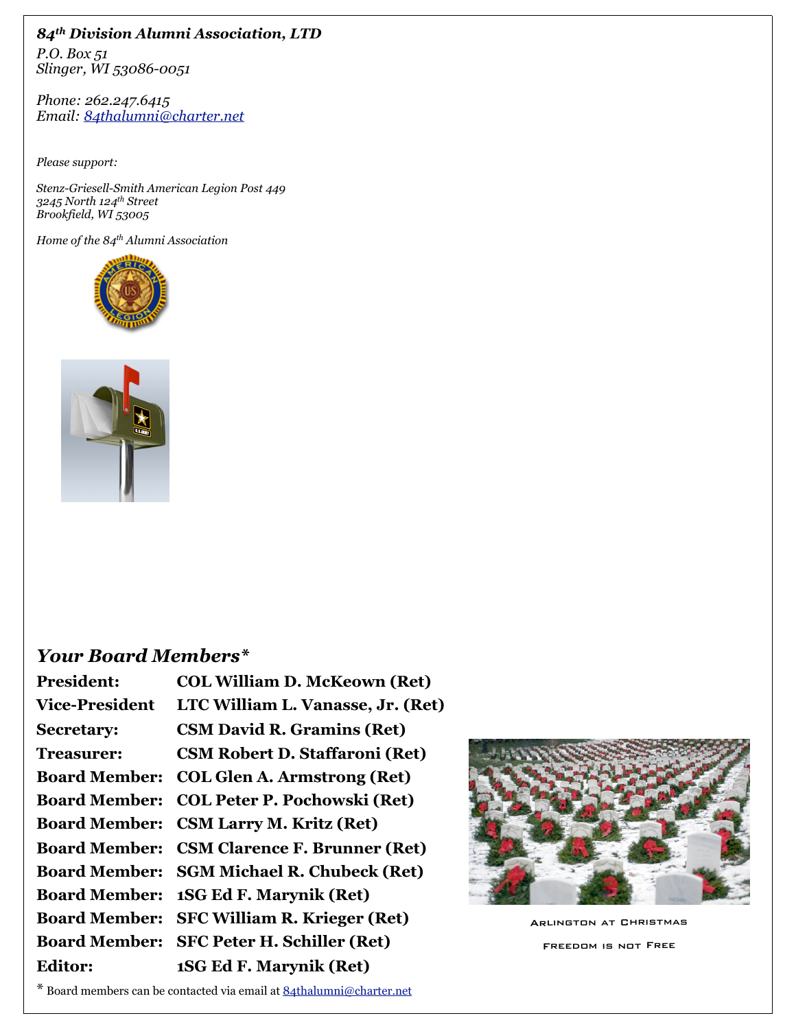***84th Division Alumni Association, LTD***

*P.O. Box 51*
*Slinger, WI 53086-0051*

*Phone: 262.247.6415*
*Email: 84thalumni@charter.net*

*Please support:*

*Stenz-Griesell-Smith American Legion Post 449*
*3245 North 124th Street*
*Brookfield, WI 53005*

*Home of the 84th Alumni Association*

## *Your Board Members**

| | |
|---|---|
| **President:** | **COL William D. McKeown (Ret)** |
| **Vice-President** | **LTC William L. Vanasse, Jr. (Ret)** |
| **Secretary:** | **CSM David R. Gramins (Ret)** |
| **Treasurer:** | **CSM Robert D. Staffaroni (Ret)** |
| **Board Member:** | **COL Glen A. Armstrong (Ret)** |
| **Board Member:** | **COL Peter P. Pochowski (Ret)** |
| **Board Member:** | **CSM Larry M. Kritz (Ret)** |
| **Board Member:** | **CSM Clarence F. Brunner (Ret)** |
| **Board Member:** | **SGM Michael R. Chubeck (Ret)** |
| **Board Member:** | **1SG Ed F. Marynik (Ret)** |
| **Board Member:** | **SFC William R. Krieger (Ret)** |
| **Board Member:** | **SFC Peter H. Schiller (Ret)** |
| **Editor:** | **1SG Ed F. Marynik (Ret)** |

* Board members can be contacted via email at 84thalumni@charter.net

Arlington at Christmas

Freedom is not Free